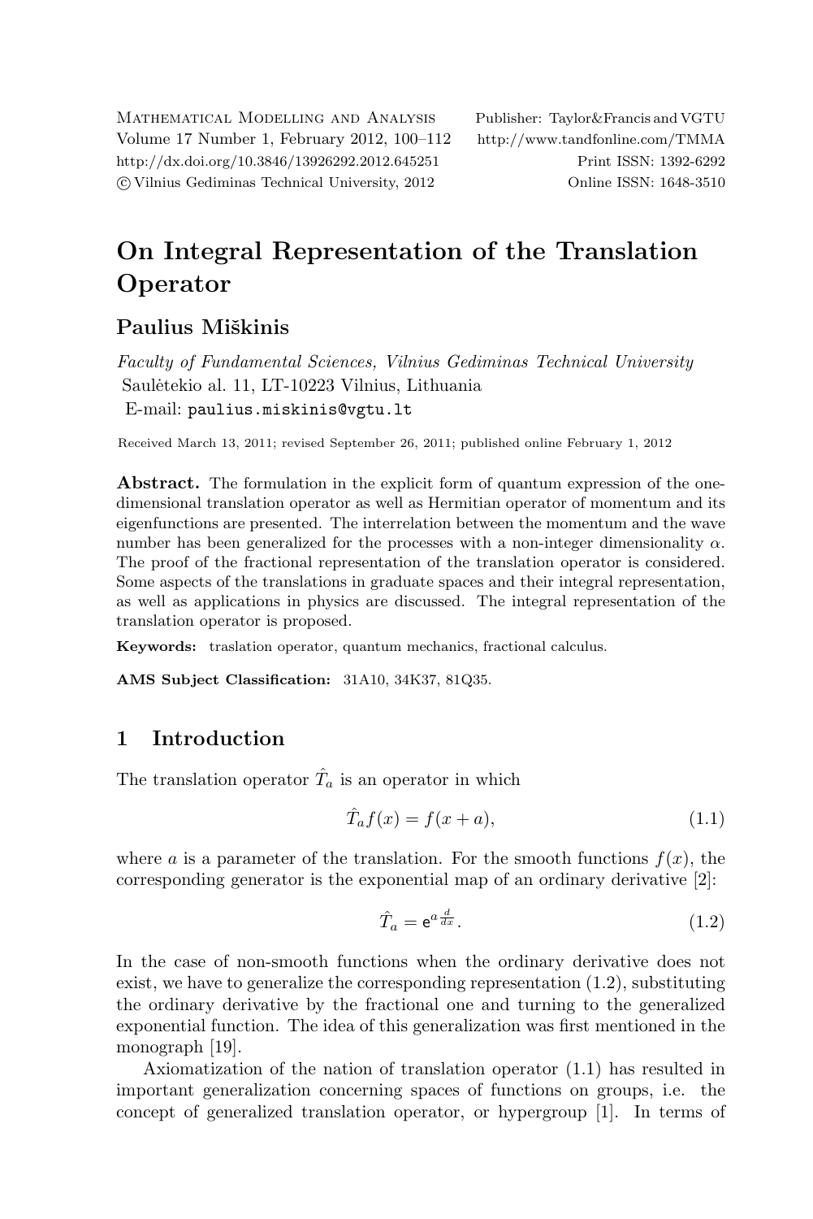# On Integral Representation of the Translation Operator

## Paulius Miškinis

*Faculty of Fundamental Sciences, Vilnius Gediminas Technical University*
Saulėtekio al. 11, LT-10223 Vilnius, Lithuania
E-mail: paulius.miskinis@vgtu.lt

Received March 13, 2011; revised September 26, 2011; published online February 1, 2012

**Abstract.** The formulation in the explicit form of quantum expression of the one-dimensional translation operator as well as Hermitian operator of momentum and its eigenfunctions are presented. The interrelation between the momentum and the wave number has been generalized for the processes with a non-integer dimensionality $\alpha$. The proof of the fractional representation of the translation operator is considered. Some aspects of the translations in graduate spaces and their integral representation, as well as applications in physics are discussed. The integral representation of the translation operator is proposed.

**Keywords:** traslation operator, quantum mechanics, fractional calculus.

**AMS Subject Classification:** 31A10, 34K37, 81Q35.

## 1 Introduction

The translation operator $\hat{T}_a$ is an operator in which

$$\hat{T}_a f(x) = f(x + a), \tag{1.1}$$

where $a$ is a parameter of the translation. For the smooth functions $f(x)$, the corresponding generator is the exponential map of an ordinary derivative [2]:

$$\hat{T}_a = \mathsf{e}^{a\frac{d}{dx}}. \tag{1.2}$$

In the case of non-smooth functions when the ordinary derivative does not exist, we have to generalize the corresponding representation (1.2), substituting the ordinary derivative by the fractional one and turning to the generalized exponential function. The idea of this generalization was first mentioned in the monograph [19].

Axiomatization of the nation of translation operator (1.1) has resulted in important generalization concerning spaces of functions on groups, i.e. the concept of generalized translation operator, or hypergroup [1]. In terms of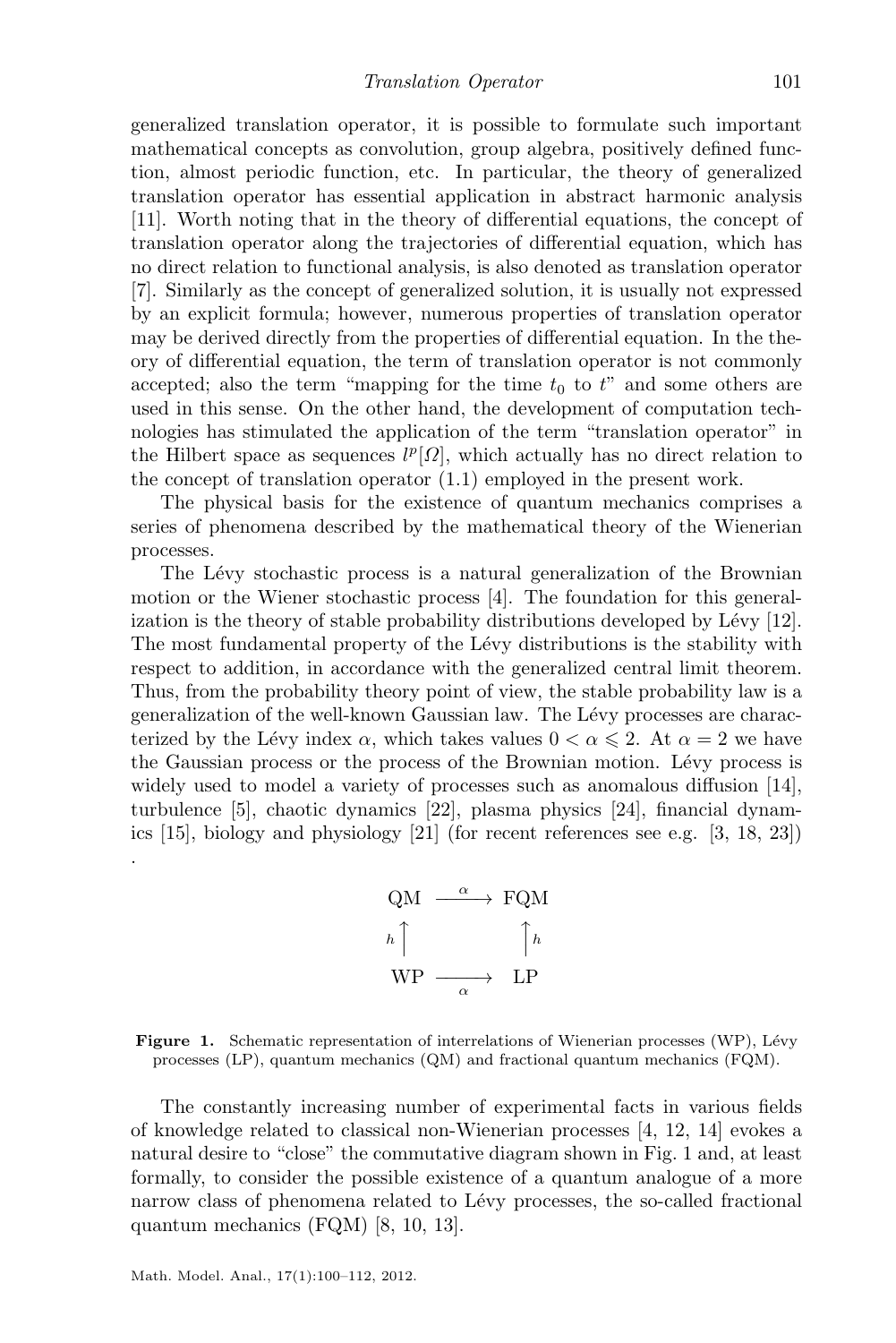generalized translation operator, it is possible to formulate such important mathematical concepts as convolution, group algebra, positively defined function, almost periodic function, etc. In particular, the theory of generalized translation operator has essential application in abstract harmonic analysis [11]. Worth noting that in the theory of differential equations, the concept of translation operator along the trajectories of differential equation, which has no direct relation to functional analysis, is also denoted as translation operator [7]. Similarly as the concept of generalized solution, it is usually not expressed by an explicit formula; however, numerous properties of translation operator may be derived directly from the properties of differential equation. In the theory of differential equation, the term of translation operator is not commonly accepted; also the term "mapping for the time $t_0$ to $t$" and some others are used in this sense. On the other hand, the development of computation technologies has stimulated the application of the term "translation operator" in the Hilbert space as sequences $l^p[\Omega]$, which actually has no direct relation to the concept of translation operator (1.1) employed in the present work.

The physical basis for the existence of quantum mechanics comprises a series of phenomena described by the mathematical theory of the Wienerian processes.

The Lévy stochastic process is a natural generalization of the Brownian motion or the Wiener stochastic process [4]. The foundation for this generalization is the theory of stable probability distributions developed by Lévy [12]. The most fundamental property of the Lévy distributions is the stability with respect to addition, in accordance with the generalized central limit theorem. Thus, from the probability theory point of view, the stable probability law is a generalization of the well-known Gaussian law. The Lévy processes are characterized by the Lévy index $\alpha$, which takes values $0 < \alpha \leqslant 2$. At $\alpha = 2$ we have the Gaussian process or the process of the Brownian motion. Lévy process is widely used to model a variety of processes such as anomalous diffusion [14], turbulence [5], chaotic dynamics [22], plasma physics [24], financial dynamics [15], biology and physiology [21] (for recent references see e.g. [3, 18, 23]) .

$$
\begin{array}{ccc}
\text{QM} & \xrightarrow{\alpha} & \text{FQM} \\
{\scriptstyle h}\uparrow & & \uparrow{\scriptstyle h} \\
\text{WP} & \xrightarrow[\alpha]{} & \text{LP}
\end{array}
$$

**Figure 1.** Schematic representation of interrelations of Wienerian processes (WP), Lévy processes (LP), quantum mechanics (QM) and fractional quantum mechanics (FQM).

The constantly increasing number of experimental facts in various fields of knowledge related to classical non-Wienerian processes [4, 12, 14] evokes a natural desire to "close" the commutative diagram shown in Fig. 1 and, at least formally, to consider the possible existence of a quantum analogue of a more narrow class of phenomena related to Lévy processes, the so-called fractional quantum mechanics (FQM) [8, 10, 13].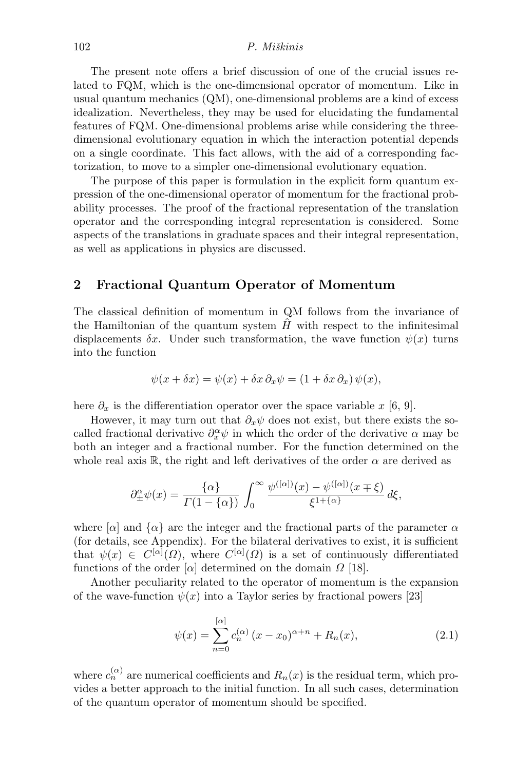The present note offers a brief discussion of one of the crucial issues related to FQM, which is the one-dimensional operator of momentum. Like in usual quantum mechanics (QM), one-dimensional problems are a kind of excess idealization. Nevertheless, they may be used for elucidating the fundamental features of FQM. One-dimensional problems arise while considering the three-dimensional evolutionary equation in which the interaction potential depends on a single coordinate. This fact allows, with the aid of a corresponding factorization, to move to a simpler one-dimensional evolutionary equation.

The purpose of this paper is formulation in the explicit form quantum expression of the one-dimensional operator of momentum for the fractional probability processes. The proof of the fractional representation of the translation operator and the corresponding integral representation is considered. Some aspects of the translations in graduate spaces and their integral representation, as well as applications in physics are discussed.

## 2 Fractional Quantum Operator of Momentum

The classical definition of momentum in QM follows from the invariance of the Hamiltonian of the quantum system $\hat{H}$ with respect to the infinitesimal displacements $\delta x$. Under such transformation, the wave function $\psi(x)$ turns into the function

$$\psi(x + \delta x) = \psi(x) + \delta x\, \partial_x \psi = (1 + \delta x\, \partial_x)\, \psi(x),$$

here $\partial_x$ is the differentiation operator over the space variable $x$ [6, 9].

However, it may turn out that $\partial_x \psi$ does not exist, but there exists the so-called fractional derivative $\partial_x^\alpha \psi$ in which the order of the derivative $\alpha$ may be both an integer and a fractional number. For the function determined on the whole real axis $\mathbb{R}$, the right and left derivatives of the order $\alpha$ are derived as

$$\partial_{\pm}^{\alpha} \psi(x) = \frac{\{\alpha\}}{\Gamma(1 - \{\alpha\})} \int_0^\infty \frac{\psi^{([\alpha])}(x) - \psi^{([\alpha])}(x \mp \xi)}{\xi^{1+\{\alpha\}}}\, d\xi,$$

where $[\alpha]$ and $\{\alpha\}$ are the integer and the fractional parts of the parameter $\alpha$ (for details, see Appendix). For the bilateral derivatives to exist, it is sufficient that $\psi(x) \in C^{[\alpha]}(\Omega)$, where $C^{[\alpha]}(\Omega)$ is a set of continuously differentiated functions of the order $[\alpha]$ determined on the domain $\Omega$ [18].

Another peculiarity related to the operator of momentum is the expansion of the wave-function $\psi(x)$ into a Taylor series by fractional powers [23]

$$\psi(x) = \sum_{n=0}^{[\alpha]} c_n^{(\alpha)}\, (x - x_0)^{\alpha+n} + R_n(x), \tag{2.1}$$

where $c_n^{(\alpha)}$ are numerical coefficients and $R_n(x)$ is the residual term, which provides a better approach to the initial function. In all such cases, determination of the quantum operator of momentum should be specified.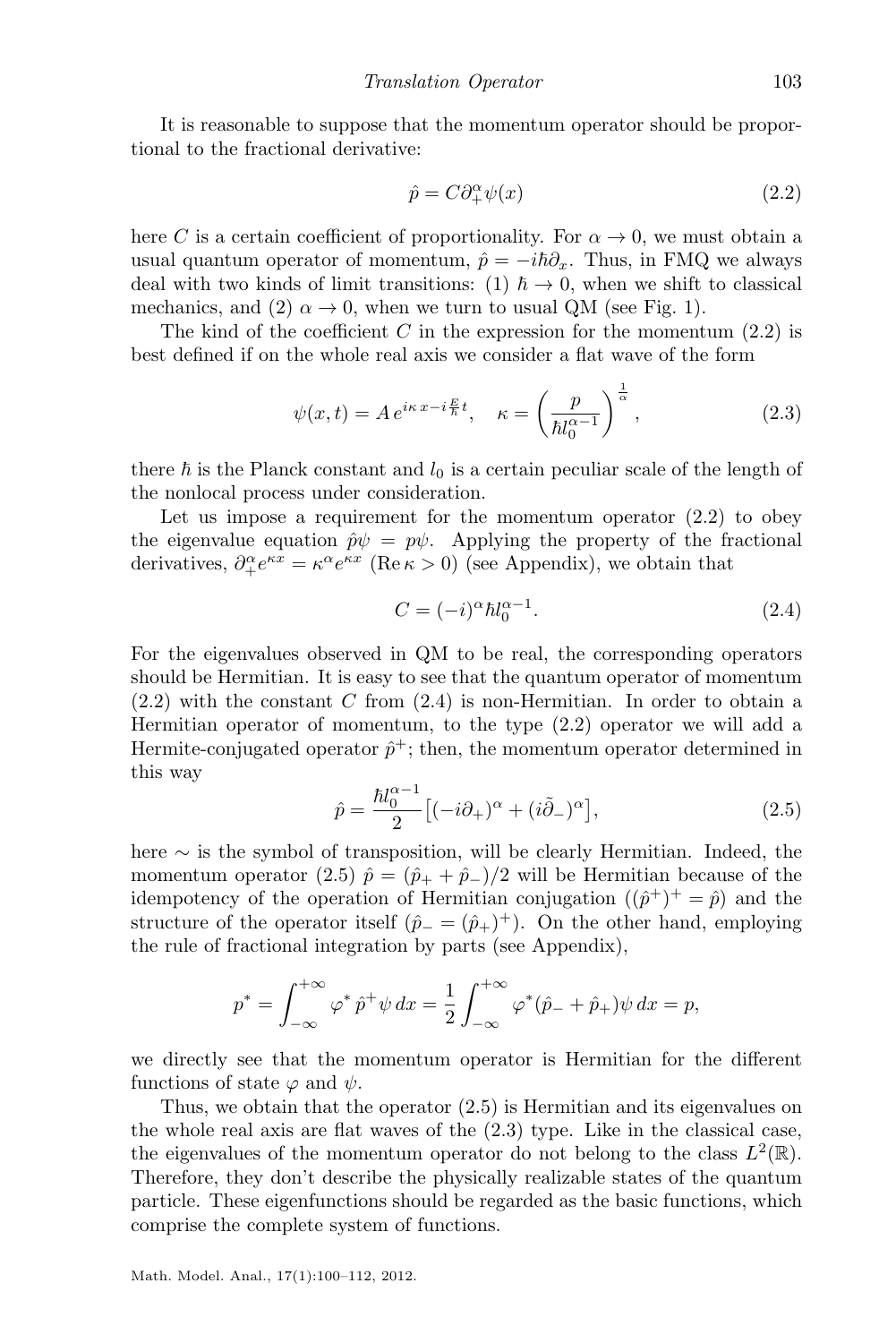It is reasonable to suppose that the momentum operator should be proportional to the fractional derivative:

$$\hat{p} = C\partial_+^\alpha \psi(x) \tag{2.2}$$

here $C$ is a certain coefficient of proportionality. For $\alpha \to 0$, we must obtain a usual quantum operator of momentum, $\hat{p} = -i\hbar\partial_x$. Thus, in FMQ we always deal with two kinds of limit transitions: (1) $\hbar \to 0$, when we shift to classical mechanics, and (2) $\alpha \to 0$, when we turn to usual QM (see Fig. 1).

The kind of the coefficient $C$ in the expression for the momentum (2.2) is best defined if on the whole real axis we consider a flat wave of the form

$$\psi(x,t) = A\, e^{i\kappa\, x - i\frac{E}{\hbar}t}, \quad \kappa = \left(\frac{p}{\hbar l_0^{\alpha-1}}\right)^{\frac{1}{\alpha}}, \tag{2.3}$$

there $\hbar$ is the Planck constant and $l_0$ is a certain peculiar scale of the length of the nonlocal process under consideration.

Let us impose a requirement for the momentum operator (2.2) to obey the eigenvalue equation $\hat{p}\psi = p\psi$. Applying the property of the fractional derivatives, $\partial_+^\alpha e^{\kappa x} = \kappa^\alpha e^{\kappa x}$ $(\mathrm{Re}\,\kappa > 0)$ (see Appendix), we obtain that

$$C = (-i)^\alpha \hbar l_0^{\alpha-1}. \tag{2.4}$$

For the eigenvalues observed in QM to be real, the corresponding operators should be Hermitian. It is easy to see that the quantum operator of momentum (2.2) with the constant $C$ from (2.4) is non-Hermitian. In order to obtain a Hermitian operator of momentum, to the type (2.2) operator we will add a Hermite-conjugated operator $\hat{p}^+$; then, the momentum operator determined in this way

$$\hat{p} = \frac{\hbar l_0^{\alpha-1}}{2}\left[(-i\partial_+)^\alpha + (i\tilde{\partial}_-)^\alpha\right], \tag{2.5}$$

here $\sim$ is the symbol of transposition, will be clearly Hermitian. Indeed, the momentum operator (2.5) $\hat{p} = (\hat{p}_+ + \hat{p}_-)/2$ will be Hermitian because of the idempotency of the operation of Hermitian conjugation ($(\hat{p}^+)^+ = \hat{p}$) and the structure of the operator itself ($\hat{p}_- = (\hat{p}_+)^+$). On the other hand, employing the rule of fractional integration by parts (see Appendix),

$$p^* = \int_{-\infty}^{+\infty} \varphi^*\, \hat{p}^+\psi\, dx = \frac{1}{2}\int_{-\infty}^{+\infty} \varphi^*(\hat{p}_- + \hat{p}_+)\psi\, dx = p,$$

we directly see that the momentum operator is Hermitian for the different functions of state $\varphi$ and $\psi$.

Thus, we obtain that the operator (2.5) is Hermitian and its eigenvalues on the whole real axis are flat waves of the (2.3) type. Like in the classical case, the eigenvalues of the momentum operator do not belong to the class $L^2(\mathbb{R})$. Therefore, they don't describe the physically realizable states of the quantum particle. These eigenfunctions should be regarded as the basic functions, which comprise the complete system of functions.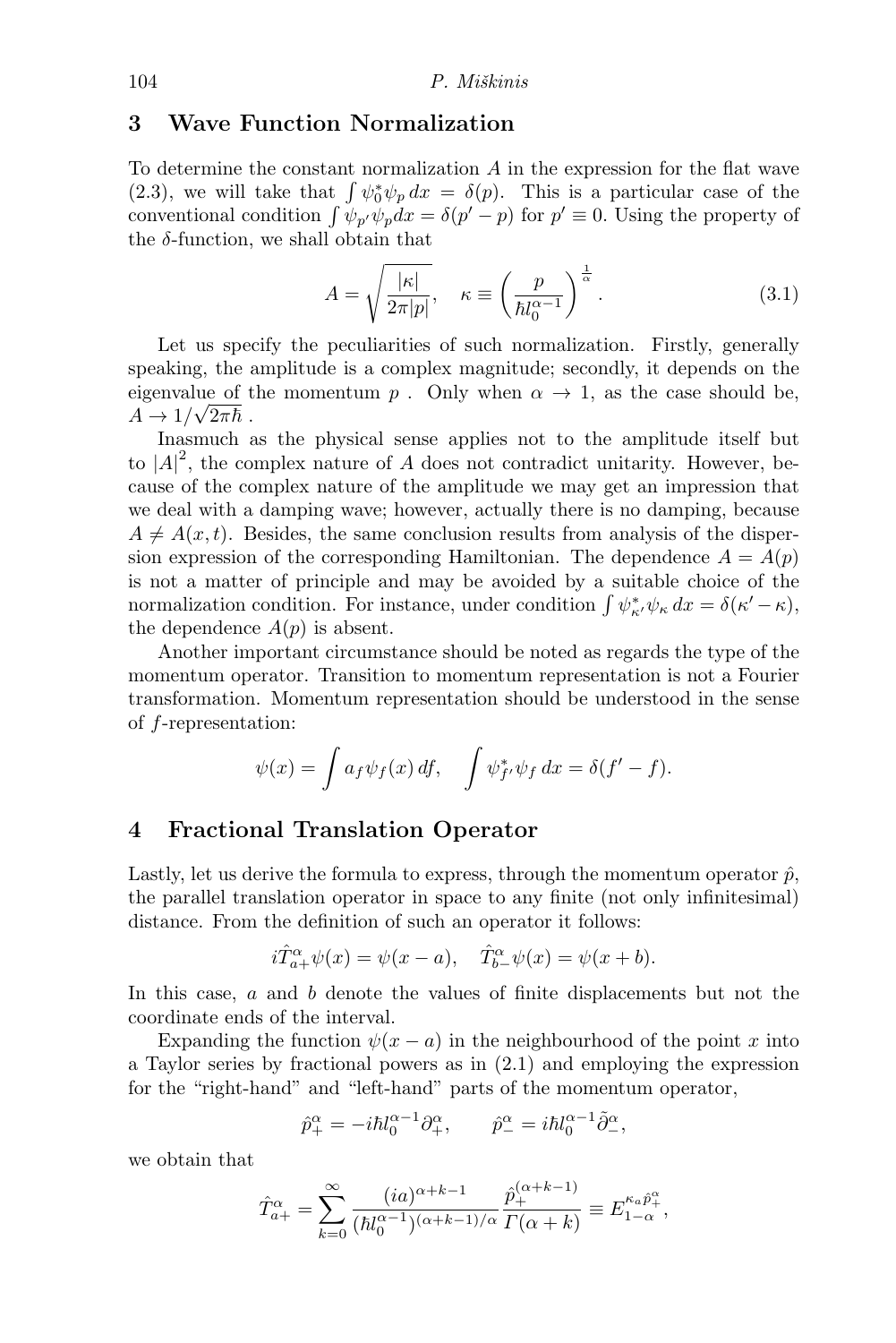## 3 Wave Function Normalization

To determine the constant normalization $A$ in the expression for the flat wave (2.3), we will take that $\int \psi_0^* \psi_p \, dx = \delta(p)$. This is a particular case of the conventional condition $\int \psi_{p'} \psi_p dx = \delta(p' - p)$ for $p' \equiv 0$. Using the property of the $\delta$-function, we shall obtain that

$$A = \sqrt{\frac{|\kappa|}{2\pi|p|}}, \quad \kappa \equiv \left(\frac{p}{\hbar l_0^{\alpha-1}}\right)^{\frac{1}{\alpha}}. \tag{3.1}$$

Let us specify the peculiarities of such normalization. Firstly, generally speaking, the amplitude is a complex magnitude; secondly, it depends on the eigenvalue of the momentum $p$ . Only when $\alpha \to 1$, as the case should be, $A \to 1/\sqrt{2\pi\hbar}$ .

Inasmuch as the physical sense applies not to the amplitude itself but to $|A|^2$, the complex nature of $A$ does not contradict unitarity. However, because of the complex nature of the amplitude we may get an impression that we deal with a damping wave; however, actually there is no damping, because $A \neq A(x, t)$. Besides, the same conclusion results from analysis of the dispersion expression of the corresponding Hamiltonian. The dependence $A = A(p)$ is not a matter of principle and may be avoided by a suitable choice of the normalization condition. For instance, under condition $\int \psi_{\kappa'}^* \psi_\kappa \, dx = \delta(\kappa' - \kappa)$, the dependence $A(p)$ is absent.

Another important circumstance should be noted as regards the type of the momentum operator. Transition to momentum representation is not a Fourier transformation. Momentum representation should be understood in the sense of $f$-representation:

$$\psi(x) = \int a_f \psi_f(x) \, df, \quad \int \psi_{f'}^* \psi_f \, dx = \delta(f' - f).$$

## 4 Fractional Translation Operator

Lastly, let us derive the formula to express, through the momentum operator $\hat{p}$, the parallel translation operator in space to any finite (not only infinitesimal) distance. From the definition of such an operator it follows:

$$i\hat{T}_{a+}^\alpha \psi(x) = \psi(x - a), \quad \hat{T}_{b-}^\alpha \psi(x) = \psi(x + b).$$

In this case, $a$ and $b$ denote the values of finite displacements but not the coordinate ends of the interval.

Expanding the function $\psi(x - a)$ in the neighbourhood of the point $x$ into a Taylor series by fractional powers as in (2.1) and employing the expression for the "right-hand" and "left-hand" parts of the momentum operator,

$$\hat{p}_+^\alpha = -i\hbar l_0^{\alpha-1} \partial_+^\alpha, \qquad \hat{p}_-^\alpha = i\hbar l_0^{\alpha-1} \tilde{\partial}_-^\alpha,$$

we obtain that

$$\hat{T}_{a+}^\alpha = \sum_{k=0}^{\infty} \frac{(ia)^{\alpha+k-1}}{(\hbar l_0^{\alpha-1})^{(\alpha+k-1)/\alpha}} \frac{\hat{p}_+^{(\alpha+k-1)}}{\Gamma(\alpha + k)} \equiv E_{1-\alpha}^{\kappa_a \hat{p}_+^\alpha},$$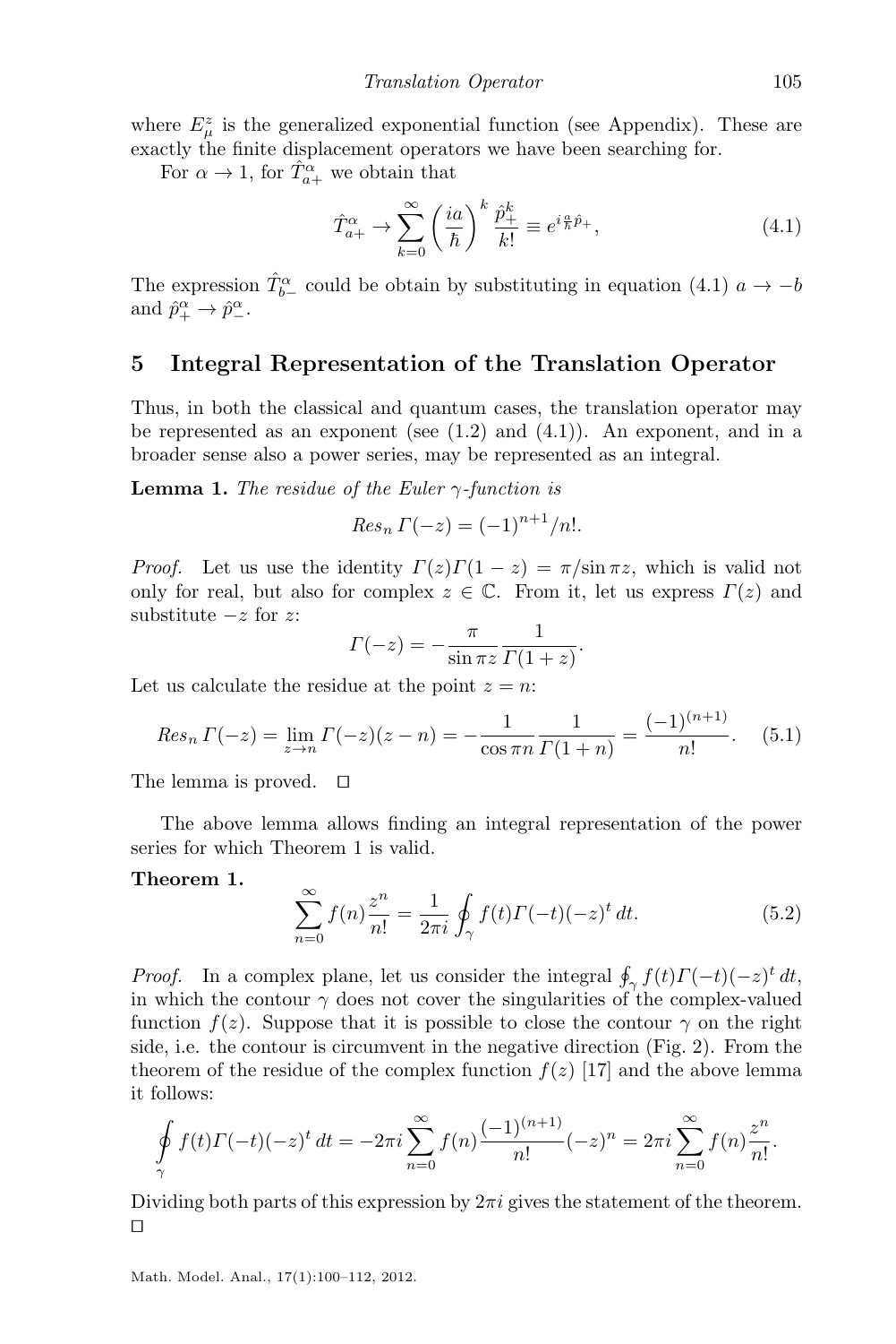where $E_\mu^z$ is the generalized exponential function (see Appendix). These are exactly the finite displacement operators we have been searching for.

For $\alpha \to 1$, for $\hat{T}_{a+}^\alpha$ we obtain that

$$\hat{T}_{a+}^\alpha \to \sum_{k=0}^{\infty} \left(\frac{ia}{\hbar}\right)^k \frac{\hat{p}_+^k}{k!} \equiv e^{i\frac{a}{\hbar}\hat{p}_+}, \tag{4.1}$$

The expression $\hat{T}_{b-}^\alpha$ could be obtain by substituting in equation (4.1) $a \to -b$ and $\hat{p}_+^\alpha \to \hat{p}_-^\alpha$.

## 5 Integral Representation of the Translation Operator

Thus, in both the classical and quantum cases, the translation operator may be represented as an exponent (see (1.2) and (4.1)). An exponent, and in a broader sense also a power series, may be represented as an integral.

**Lemma 1.** *The residue of the Euler $\gamma$-function is*

$$Res_n\, \Gamma(-z) = (-1)^{n+1}/n!.$$

*Proof.* Let us use the identity $\Gamma(z)\Gamma(1-z) = \pi/\sin \pi z$, which is valid not only for real, but also for complex $z \in \mathbb{C}$. From it, let us express $\Gamma(z)$ and substitute $-z$ for $z$:

$$\Gamma(-z) = -\frac{\pi}{\sin \pi z}\frac{1}{\Gamma(1+z)}.$$

Let us calculate the residue at the point $z = n$:

$$Res_n\, \Gamma(-z) = \lim_{z\to n} \Gamma(-z)(z-n) = -\frac{1}{\cos \pi n}\frac{1}{\Gamma(1+n)} = \frac{(-1)^{(n+1)}}{n!}. \tag{5.1}$$

The lemma is proved. □

The above lemma allows finding an integral representation of the power series for which Theorem 1 is valid.

**Theorem 1.**

$$\sum_{n=0}^{\infty} f(n)\frac{z^n}{n!} = \frac{1}{2\pi i}\oint_\gamma f(t)\Gamma(-t)(-z)^t\, dt. \tag{5.2}$$

*Proof.* In a complex plane, let us consider the integral $\oint_\gamma f(t)\Gamma(-t)(-z)^t\, dt$, in which the contour $\gamma$ does not cover the singularities of the complex-valued function $f(z)$. Suppose that it is possible to close the contour $\gamma$ on the right side, i.e. the contour is circumvent in the negative direction (Fig. 2). From the theorem of the residue of the complex function $f(z)$ [17] and the above lemma it follows:

$$\oint_\gamma f(t)\Gamma(-t)(-z)^t\, dt = -2\pi i \sum_{n=0}^{\infty} f(n)\frac{(-1)^{(n+1)}}{n!}(-z)^n = 2\pi i \sum_{n=0}^{\infty} f(n)\frac{z^n}{n!}.$$

Dividing both parts of this expression by $2\pi i$ gives the statement of the theorem. □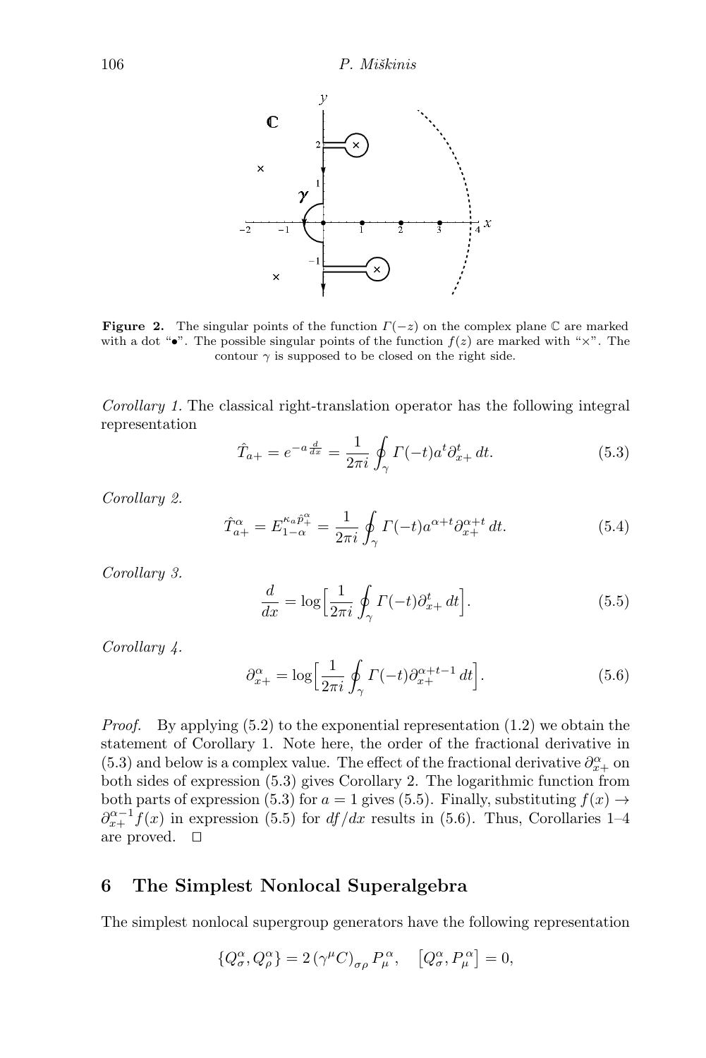**Figure 2.** The singular points of the function $\Gamma(-z)$ on the complex plane $\mathbb{C}$ are marked with a dot "•". The possible singular points of the function $f(z)$ are marked with "×". The contour $\gamma$ is supposed to be closed on the right side.

*Corollary 1.* The classical right-translation operator has the following integral representation

$$\hat{T}_{a+} = e^{-a\frac{d}{dx}} = \frac{1}{2\pi i}\oint_\gamma \Gamma(-t) a^t \partial_{x+}^t \, dt. \tag{5.3}$$

*Corollary 2.*

$$\hat{T}_{a+}^\alpha = E_{1-\alpha}^{\kappa_a \hat{p}_+^\alpha} = \frac{1}{2\pi i}\oint_\gamma \Gamma(-t) a^{\alpha+t} \partial_{x+}^{\alpha+t} \, dt. \tag{5.4}$$

*Corollary 3.*

$$\frac{d}{dx} = \log\Big[\frac{1}{2\pi i}\oint_\gamma \Gamma(-t) \partial_{x+}^t \, dt\Big]. \tag{5.5}$$

*Corollary 4.*

$$\partial_{x+}^\alpha = \log\Big[\frac{1}{2\pi i}\oint_\gamma \Gamma(-t) \partial_{x+}^{\alpha+t-1} \, dt\Big]. \tag{5.6}$$

*Proof.* By applying (5.2) to the exponential representation (1.2) we obtain the statement of Corollary 1. Note here, the order of the fractional derivative in (5.3) and below is a complex value. The effect of the fractional derivative $\partial_{x+}^\alpha$ on both sides of expression (5.3) gives Corollary 2. The logarithmic function from both parts of expression (5.3) for $a = 1$ gives (5.5). Finally, substituting $f(x) \to \partial_{x+}^{\alpha-1} f(x)$ in expression (5.5) for $df/dx$ results in (5.6). Thus, Corollaries 1–4 are proved. □

## 6 The Simplest Nonlocal Superalgebra

The simplest nonlocal supergroup generators have the following representation

$$\{Q_\sigma^\alpha, Q_\rho^\alpha\} = 2\,(\gamma^\mu C)_{\sigma\rho}\, P_\mu^\alpha, \quad \big[Q_\sigma^\alpha, P_\mu^{\;\alpha}\big] = 0,$$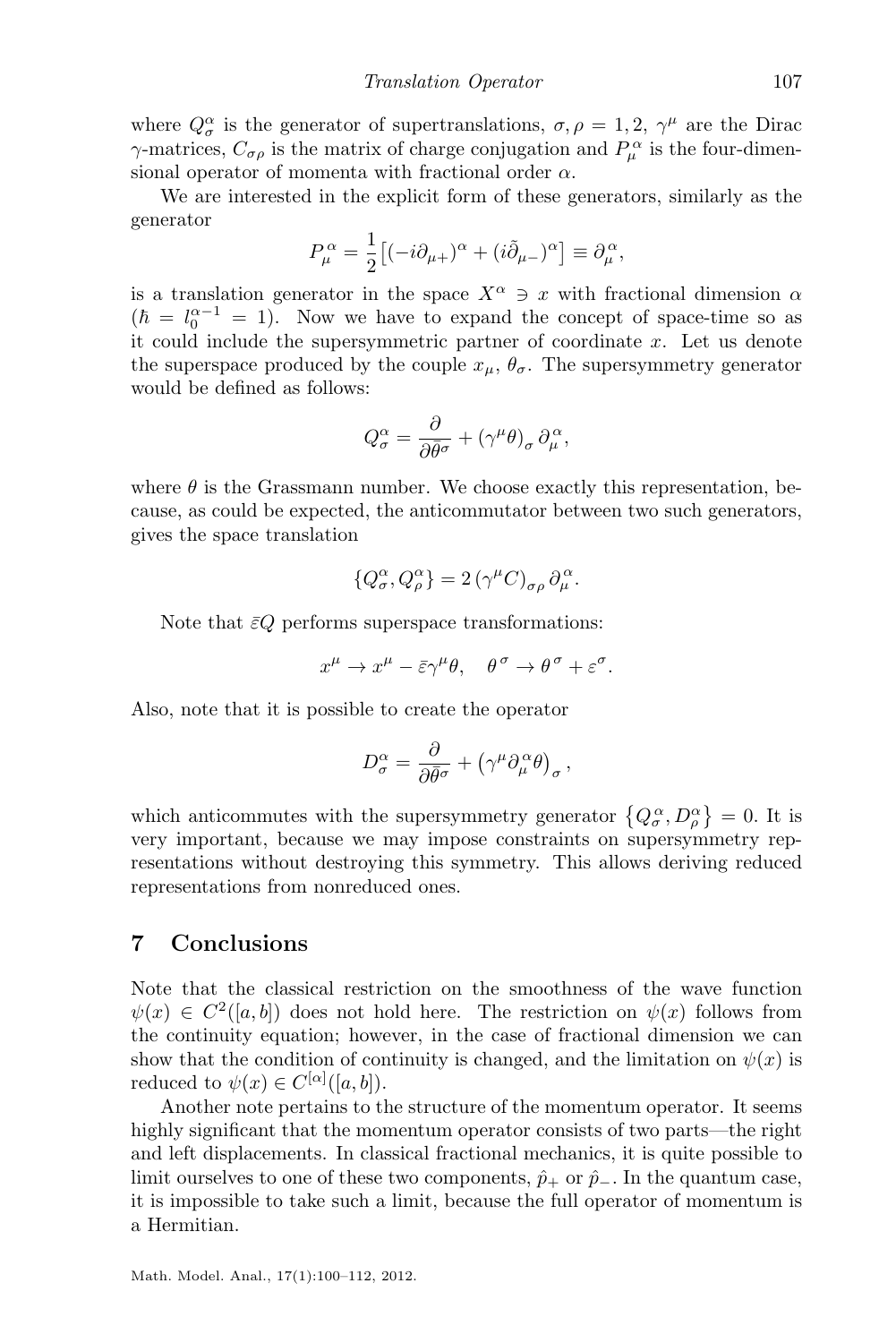where $Q^\alpha_\sigma$ is the generator of supertranslations, $\sigma, \rho = 1, 2$, $\gamma^\mu$ are the Dirac $\gamma$-matrices, $C_{\sigma\rho}$ is the matrix of charge conjugation and $P^\alpha_\mu$ is the four-dimensional operator of momenta with fractional order $\alpha$.

We are interested in the explicit form of these generators, similarly as the generator

$$P^\alpha_\mu = \frac{1}{2}\left[(-i\partial_{\mu+})^\alpha + (i\tilde{\partial}_{\mu-})^\alpha\right] \equiv \partial^\alpha_\mu,$$

is a translation generator in the space $X^\alpha \ni x$ with fractional dimension $\alpha$ ($\hbar = l_0^{\alpha-1} = 1$). Now we have to expand the concept of space-time so as it could include the supersymmetric partner of coordinate $x$. Let us denote the superspace produced by the couple $x_\mu$, $\theta_\sigma$. The supersymmetry generator would be defined as follows:

$$Q^\alpha_\sigma = \frac{\partial}{\partial\bar{\theta}^\sigma} + (\gamma^\mu\theta)_\sigma\, \partial^\alpha_\mu,$$

where $\theta$ is the Grassmann number. We choose exactly this representation, because, as could be expected, the anticommutator between two such generators, gives the space translation

$$\{Q^\alpha_\sigma, Q^\alpha_\rho\} = 2\,(\gamma^\mu C)_{\sigma\rho}\,\partial^\alpha_\mu.$$

Note that $\bar{\varepsilon}Q$ performs superspace transformations:

$$x^\mu \to x^\mu - \bar{\varepsilon}\gamma^\mu\theta, \quad \theta^\sigma \to \theta^\sigma + \varepsilon^\sigma.$$

Also, note that it is possible to create the operator

$$D^\alpha_\sigma = \frac{\partial}{\partial\bar{\theta}^\sigma} + \left(\gamma^\mu\partial^\alpha_\mu\theta\right)_\sigma,$$

which anticommutes with the supersymmetry generator $\left\{Q^\alpha_\sigma, D^\alpha_\rho\right\} = 0$. It is very important, because we may impose constraints on supersymmetry representations without destroying this symmetry. This allows deriving reduced representations from nonreduced ones.

## 7 Conclusions

Note that the classical restriction on the smoothness of the wave function $\psi(x) \in C^2([a,b])$ does not hold here. The restriction on $\psi(x)$ follows from the continuity equation; however, in the case of fractional dimension we can show that the condition of continuity is changed, and the limitation on $\psi(x)$ is reduced to $\psi(x) \in C^{[\alpha]}([a,b])$.

Another note pertains to the structure of the momentum operator. It seems highly significant that the momentum operator consists of two parts—the right and left displacements. In classical fractional mechanics, it is quite possible to limit ourselves to one of these two components, $\hat{p}_+$ or $\hat{p}_-$. In the quantum case, it is impossible to take such a limit, because the full operator of momentum is a Hermitian.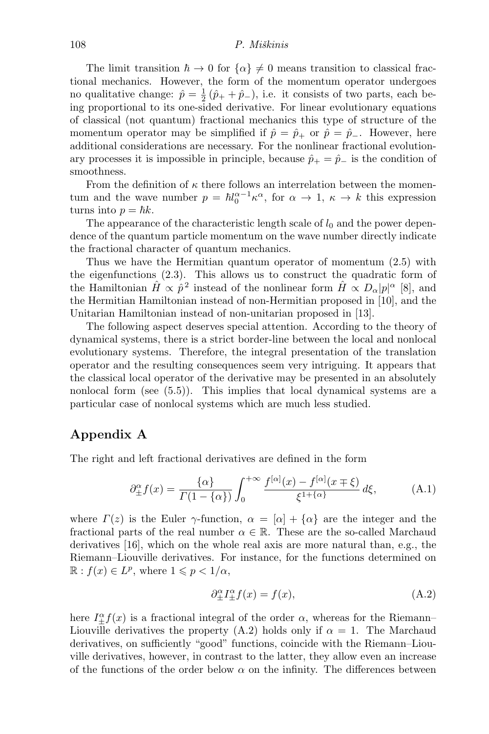The limit transition $\hbar \to 0$ for $\{\alpha\} \neq 0$ means transition to classical fractional mechanics. However, the form of the momentum operator undergoes no qualitative change: $\hat{p} = \frac{1}{2}(\hat{p}_+ + \hat{p}_-)$, i.e. it consists of two parts, each being proportional to its one-sided derivative. For linear evolutionary equations of classical (not quantum) fractional mechanics this type of structure of the momentum operator may be simplified if $\hat{p} = \hat{p}_+$ or $\hat{p} = \hat{p}_-$. However, here additional considerations are necessary. For the nonlinear fractional evolutionary processes it is impossible in principle, because $\hat{p}_+ = \hat{p}_-$ is the condition of smoothness.

From the definition of $\kappa$ there follows an interrelation between the momentum and the wave number $p = \hbar l_0^{\alpha-1}\kappa^\alpha$, for $\alpha \to 1$, $\kappa \to k$ this expression turns into $p = \hbar k$.

The appearance of the characteristic length scale of $l_0$ and the power dependence of the quantum particle momentum on the wave number directly indicate the fractional character of quantum mechanics.

Thus we have the Hermitian quantum operator of momentum (2.5) with the eigenfunctions (2.3). This allows us to construct the quadratic form of the Hamiltonian $\hat{H} \propto \hat{p}^2$ instead of the nonlinear form $\hat{H} \propto D_\alpha |p|^\alpha$ [8], and the Hermitian Hamiltonian instead of non-Hermitian proposed in [10], and the Unitarian Hamiltonian instead of non-unitarian proposed in [13].

The following aspect deserves special attention. According to the theory of dynamical systems, there is a strict border-line between the local and nonlocal evolutionary systems. Therefore, the integral presentation of the translation operator and the resulting consequences seem very intriguing. It appears that the classical local operator of the derivative may be presented in an absolutely nonlocal form (see (5.5)). This implies that local dynamical systems are a particular case of nonlocal systems which are much less studied.

## Appendix A

The right and left fractional derivatives are defined in the form

$$\partial_\pm^\alpha f(x) = \frac{\{\alpha\}}{\Gamma(1-\{\alpha\})} \int_0^{+\infty} \frac{f^{[\alpha]}(x) - f^{[\alpha]}(x \mp \xi)}{\xi^{1+\{\alpha\}}}\, d\xi, \tag{A.1}$$

where $\Gamma(z)$ is the Euler $\gamma$-function, $\alpha = [\alpha] + \{\alpha\}$ are the integer and the fractional parts of the real number $\alpha \in \mathbb{R}$. These are the so-called Marchaud derivatives [16], which on the whole real axis are more natural than, e.g., the Riemann–Liouville derivatives. For instance, for the functions determined on $\mathbb{R} : f(x) \in L^p$, where $1 \leqslant p < 1/\alpha$,

$$\partial_\pm^\alpha I_\pm^\alpha f(x) = f(x), \tag{A.2}$$

here $I_\pm^\alpha f(x)$ is a fractional integral of the order $\alpha$, whereas for the Riemann–Liouville derivatives the property (A.2) holds only if $\alpha = 1$. The Marchaud derivatives, on sufficiently "good" functions, coincide with the Riemann–Liouville derivatives, however, in contrast to the latter, they allow even an increase of the functions of the order below $\alpha$ on the infinity. The differences between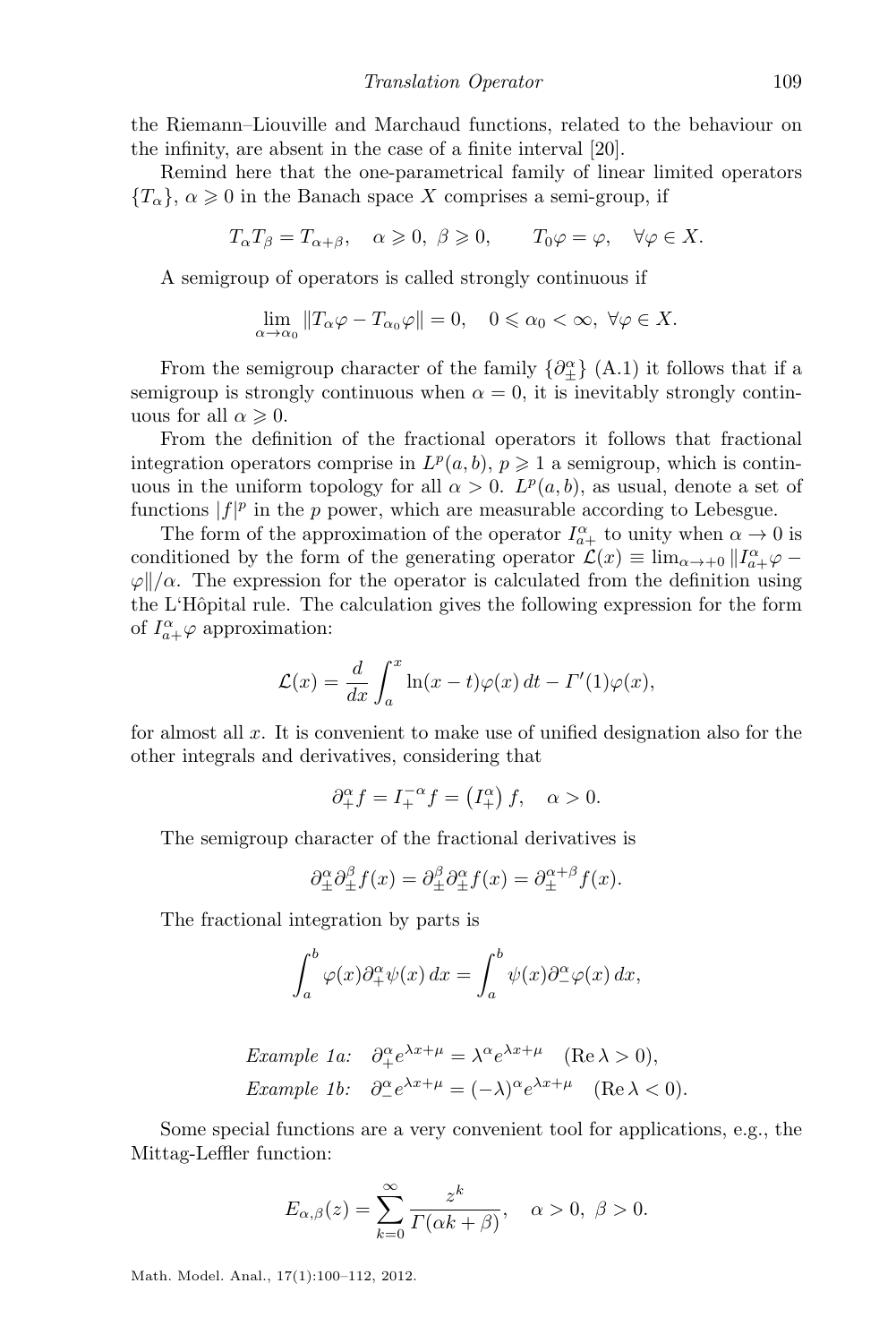the Riemann–Liouville and Marchaud functions, related to the behaviour on the infinity, are absent in the case of a finite interval [20].

Remind here that the one-parametrical family of linear limited operators $\{T_\alpha\}$, $\alpha \geqslant 0$ in the Banach space $X$ comprises a semi-group, if

$$T_\alpha T_\beta = T_{\alpha+\beta}, \quad \alpha \geqslant 0,\ \beta \geqslant 0, \qquad T_0\varphi = \varphi, \quad \forall \varphi \in X.$$

A semigroup of operators is called strongly continuous if

$$\lim_{\alpha \to \alpha_0} \|T_\alpha \varphi - T_{\alpha_0}\varphi\| = 0, \quad 0 \leqslant \alpha_0 < \infty,\ \forall \varphi \in X.$$

From the semigroup character of the family $\{\partial^\alpha_\pm\}$ (A.1) it follows that if a semigroup is strongly continuous when $\alpha = 0$, it is inevitably strongly continuous for all $\alpha \geqslant 0$.

From the definition of the fractional operators it follows that fractional integration operators comprise in $L^p(a,b)$, $p \geqslant 1$ a semigroup, which is continuous in the uniform topology for all $\alpha > 0$. $L^p(a,b)$, as usual, denote a set of functions $|f|^p$ in the $p$ power, which are measurable according to Lebesgue.

The form of the approximation of the operator $I^\alpha_{a+}$ to unity when $\alpha \to 0$ is conditioned by the form of the generating operator $\mathcal{L}(x) \equiv \lim_{\alpha \to +0} \|I^\alpha_{a+}\varphi - \varphi\|/\alpha$. The expression for the operator is calculated from the definition using the L'Hôpital rule. The calculation gives the following expression for the form of $I^\alpha_{a+}\varphi$ approximation:

$$\mathcal{L}(x) = \frac{d}{dx}\int_a^x \ln(x-t)\varphi(x)\,dt - \Gamma'(1)\varphi(x),$$

for almost all $x$. It is convenient to make use of unified designation also for the other integrals and derivatives, considering that

$$\partial^\alpha_+ f = I^{-\alpha}_+ f = \left(I^\alpha_+\right) f, \quad \alpha > 0.$$

The semigroup character of the fractional derivatives is

$$\partial^\alpha_\pm \partial^\beta_\pm f(x) = \partial^\beta_\pm \partial^\alpha_\pm f(x) = \partial^{\alpha+\beta}_\pm f(x).$$

The fractional integration by parts is

$$\int_a^b \varphi(x)\partial^\alpha_+ \psi(x)\,dx = \int_a^b \psi(x)\partial^\alpha_- \varphi(x)\,dx,$$

*Example 1a:* $\partial^\alpha_+ e^{\lambda x+\mu} = \lambda^\alpha e^{\lambda x+\mu} \quad (\operatorname{Re}\lambda > 0)$,

*Example 1b:* $\partial^\alpha_- e^{\lambda x+\mu} = (-\lambda)^\alpha e^{\lambda x+\mu} \quad (\operatorname{Re}\lambda < 0)$.

Some special functions are a very convenient tool for applications, e.g., the Mittag-Leffler function:

$$E_{\alpha,\beta}(z) = \sum_{k=0}^{\infty} \frac{z^k}{\Gamma(\alpha k + \beta)}, \quad \alpha > 0,\ \beta > 0.$$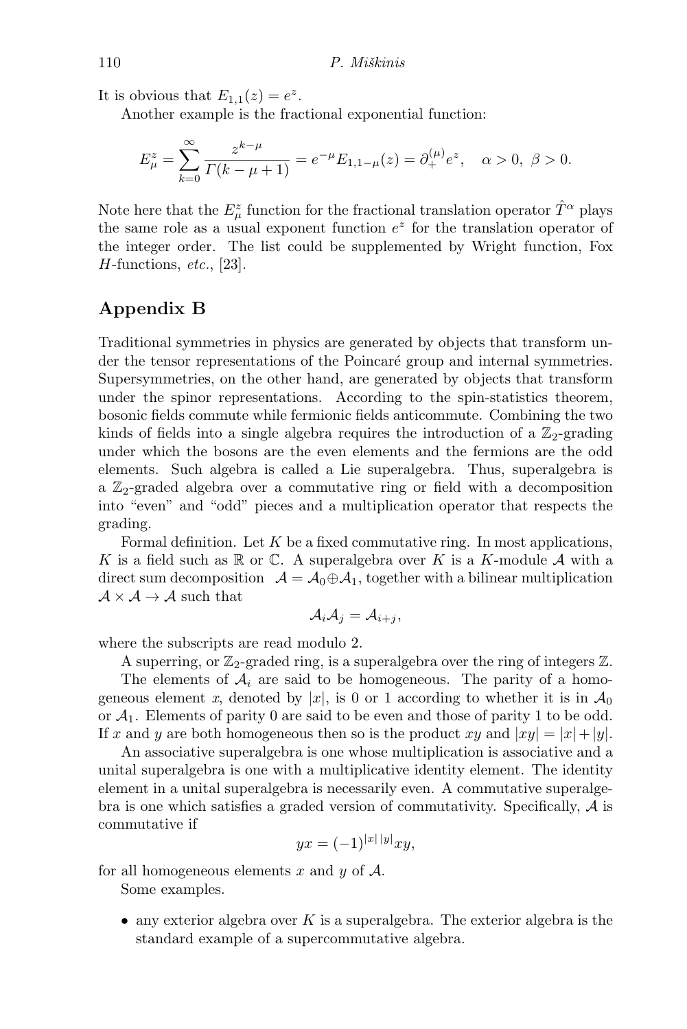It is obvious that $E_{1,1}(z) = e^z$.

Another example is the fractional exponential function:

$$E_\mu^z = \sum_{k=0}^{\infty} \frac{z^{k-\mu}}{\Gamma(k-\mu+1)} = e^{-\mu} E_{1,1-\mu}(z) = \partial_+^{(\mu)} e^z, \quad \alpha > 0,\ \beta > 0.$$

Note here that the $E_\mu^z$ function for the fractional translation operator $\hat{T}^\alpha$ plays the same role as a usual exponent function $e^z$ for the translation operator of the integer order. The list could be supplemented by Wright function, Fox $H$-functions, *etc.*, [23].

## Appendix B

Traditional symmetries in physics are generated by objects that transform under the tensor representations of the Poincaré group and internal symmetries. Supersymmetries, on the other hand, are generated by objects that transform under the spinor representations. According to the spin-statistics theorem, bosonic fields commute while fermionic fields anticommute. Combining the two kinds of fields into a single algebra requires the introduction of a $\mathbb{Z}_2$-grading under which the bosons are the even elements and the fermions are the odd elements. Such algebra is called a Lie superalgebra. Thus, superalgebra is a $\mathbb{Z}_2$-graded algebra over a commutative ring or field with a decomposition into "even" and "odd" pieces and a multiplication operator that respects the grading.

Formal definition. Let $K$ be a fixed commutative ring. In most applications, $K$ is a field such as $\mathbb{R}$ or $\mathbb{C}$. A superalgebra over $K$ is a $K$-module $\mathcal{A}$ with a direct sum decomposition $\mathcal{A} = \mathcal{A}_0 \oplus \mathcal{A}_1$, together with a bilinear multiplication $\mathcal{A} \times \mathcal{A} \to \mathcal{A}$ such that

$$\mathcal{A}_i \mathcal{A}_j = \mathcal{A}_{i+j},$$

where the subscripts are read modulo 2.

A superring, or $\mathbb{Z}_2$-graded ring, is a superalgebra over the ring of integers $\mathbb{Z}$.

The elements of $\mathcal{A}_i$ are said to be homogeneous. The parity of a homogeneous element $x$, denoted by $|x|$, is 0 or 1 according to whether it is in $\mathcal{A}_0$ or $\mathcal{A}_1$. Elements of parity 0 are said to be even and those of parity 1 to be odd. If $x$ and $y$ are both homogeneous then so is the product $xy$ and $|xy| = |x| + |y|$.

An associative superalgebra is one whose multiplication is associative and a unital superalgebra is one with a multiplicative identity element. The identity element in a unital superalgebra is necessarily even. A commutative superalgebra is one which satisfies a graded version of commutativity. Specifically, $\mathcal{A}$ is commutative if

$$yx = (-1)^{|x|\,|y|} xy,$$

for all homogeneous elements $x$ and $y$ of $\mathcal{A}$.

Some examples.

- any exterior algebra over $K$ is a superalgebra. The exterior algebra is the standard example of a supercommutative algebra.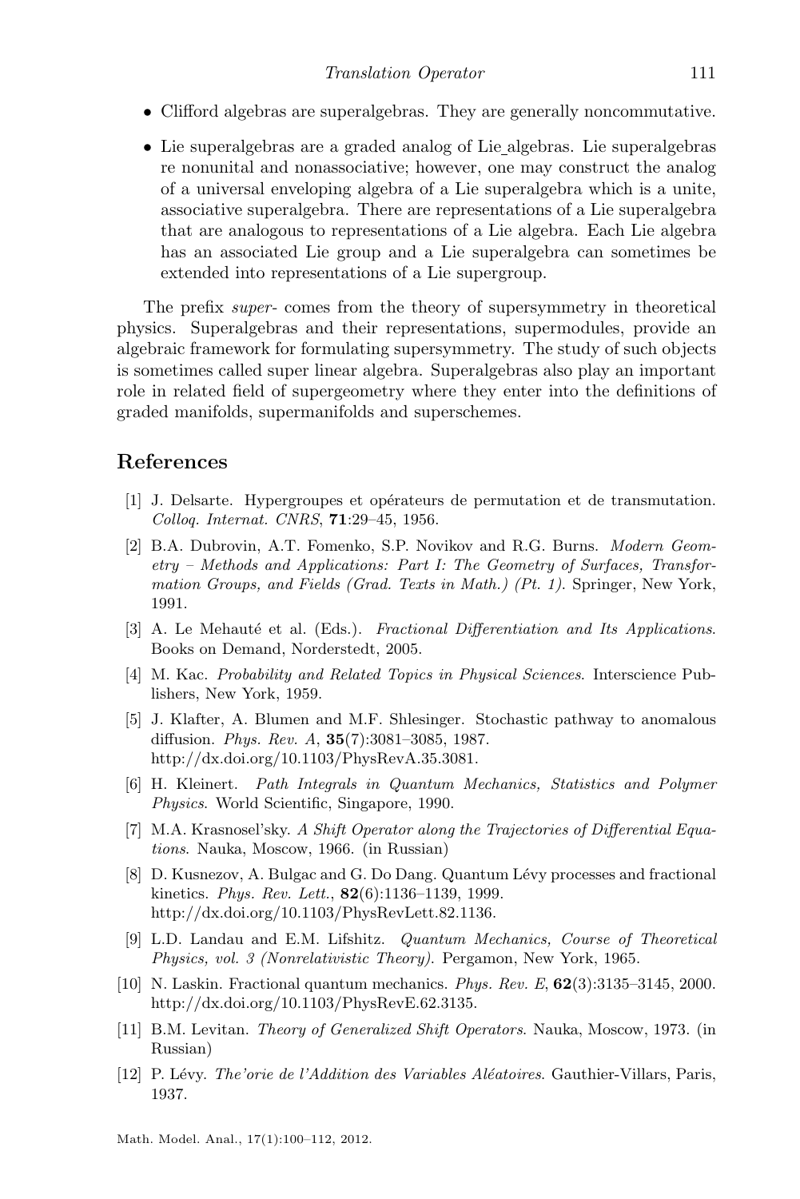- Clifford algebras are superalgebras. They are generally noncommutative.
- Lie superalgebras are a graded analog of Lie_algebras. Lie superalgebras re nonunital and nonassociative; however, one may construct the analog of a universal enveloping algebra of a Lie superalgebra which is a unite, associative superalgebra. There are representations of a Lie superalgebra that are analogous to representations of a Lie algebra. Each Lie algebra has an associated Lie group and a Lie superalgebra can sometimes be extended into representations of a Lie supergroup.

The prefix *super*- comes from the theory of supersymmetry in theoretical physics. Superalgebras and their representations, supermodules, provide an algebraic framework for formulating supersymmetry. The study of such objects is sometimes called super linear algebra. Superalgebras also play an important role in related field of supergeometry where they enter into the definitions of graded manifolds, supermanifolds and superschemes.

## References

[1] J. Delsarte. Hypergroupes et opérateurs de permutation et de transmutation. *Colloq. Internat. CNRS*, **71**:29–45, 1956.

[2] B.A. Dubrovin, A.T. Fomenko, S.P. Novikov and R.G. Burns. *Modern Geometry – Methods and Applications: Part I: The Geometry of Surfaces, Transformation Groups, and Fields (Grad. Texts in Math.) (Pt. 1)*. Springer, New York, 1991.

[3] A. Le Mehauté et al. (Eds.). *Fractional Differentiation and Its Applications*. Books on Demand, Norderstedt, 2005.

[4] M. Kac. *Probability and Related Topics in Physical Sciences*. Interscience Publishers, New York, 1959.

[5] J. Klafter, A. Blumen and M.F. Shlesinger. Stochastic pathway to anomalous diffusion. *Phys. Rev. A*, **35**(7):3081–3085, 1987. http://dx.doi.org/10.1103/PhysRevA.35.3081.

[6] H. Kleinert. *Path Integrals in Quantum Mechanics, Statistics and Polymer Physics*. World Scientific, Singapore, 1990.

[7] M.A. Krasnosel'sky. *A Shift Operator along the Trajectories of Differential Equations*. Nauka, Moscow, 1966. (in Russian)

[8] D. Kusnezov, A. Bulgac and G. Do Dang. Quantum Lévy processes and fractional kinetics. *Phys. Rev. Lett.*, **82**(6):1136–1139, 1999. http://dx.doi.org/10.1103/PhysRevLett.82.1136.

[9] L.D. Landau and E.M. Lifshitz. *Quantum Mechanics, Course of Theoretical Physics, vol. 3 (Nonrelativistic Theory)*. Pergamon, New York, 1965.

[10] N. Laskin. Fractional quantum mechanics. *Phys. Rev. E*, **62**(3):3135–3145, 2000. http://dx.doi.org/10.1103/PhysRevE.62.3135.

[11] B.M. Levitan. *Theory of Generalized Shift Operators*. Nauka, Moscow, 1973. (in Russian)

[12] P. Lévy. *The'orie de l'Addition des Variables Aléatoires*. Gauthier-Villars, Paris, 1937.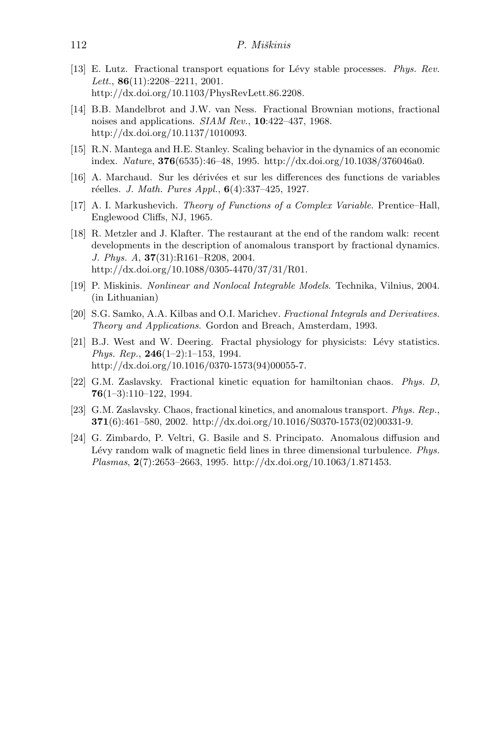[13] E. Lutz. Fractional transport equations for Lévy stable processes. *Phys. Rev. Lett.*, **86**(11):2208–2211, 2001. http://dx.doi.org/10.1103/PhysRevLett.86.2208.

[14] B.B. Mandelbrot and J.W. van Ness. Fractional Brownian motions, fractional noises and applications. *SIAM Rev.*, **10**:422–437, 1968. http://dx.doi.org/10.1137/1010093.

[15] R.N. Mantega and H.E. Stanley. Scaling behavior in the dynamics of an economic index. *Nature*, **376**(6535):46–48, 1995. http://dx.doi.org/10.1038/376046a0.

[16] A. Marchaud. Sur les dérivées et sur les differences des functions de variables réelles. *J. Math. Pures Appl.*, **6**(4):337–425, 1927.

[17] A. I. Markushevich. *Theory of Functions of a Complex Variable*. Prentice–Hall, Englewood Cliffs, NJ, 1965.

[18] R. Metzler and J. Klafter. The restaurant at the end of the random walk: recent developments in the description of anomalous transport by fractional dynamics. *J. Phys. A*, **37**(31):R161–R208, 2004. http://dx.doi.org/10.1088/0305-4470/37/31/R01.

[19] P. Miskinis. *Nonlinear and Nonlocal Integrable Models*. Technika, Vilnius, 2004. (in Lithuanian)

[20] S.G. Samko, A.A. Kilbas and O.I. Marichev. *Fractional Integrals and Derivatives. Theory and Applications*. Gordon and Breach, Amsterdam, 1993.

[21] B.J. West and W. Deering. Fractal physiology for physicists: Lévy statistics. *Phys. Rep.*, **246**(1–2):1–153, 1994. http://dx.doi.org/10.1016/0370-1573(94)00055-7.

[22] G.M. Zaslavsky. Fractional kinetic equation for hamiltonian chaos. *Phys. D*, **76**(1–3):110–122, 1994.

[23] G.M. Zaslavsky. Chaos, fractional kinetics, and anomalous transport. *Phys. Rep.*, **371**(6):461–580, 2002. http://dx.doi.org/10.1016/S0370-1573(02)00331-9.

[24] G. Zimbardo, P. Veltri, G. Basile and S. Principato. Anomalous diffusion and Lévy random walk of magnetic field lines in three dimensional turbulence. *Phys. Plasmas*, **2**(7):2653–2663, 1995. http://dx.doi.org/10.1063/1.871453.